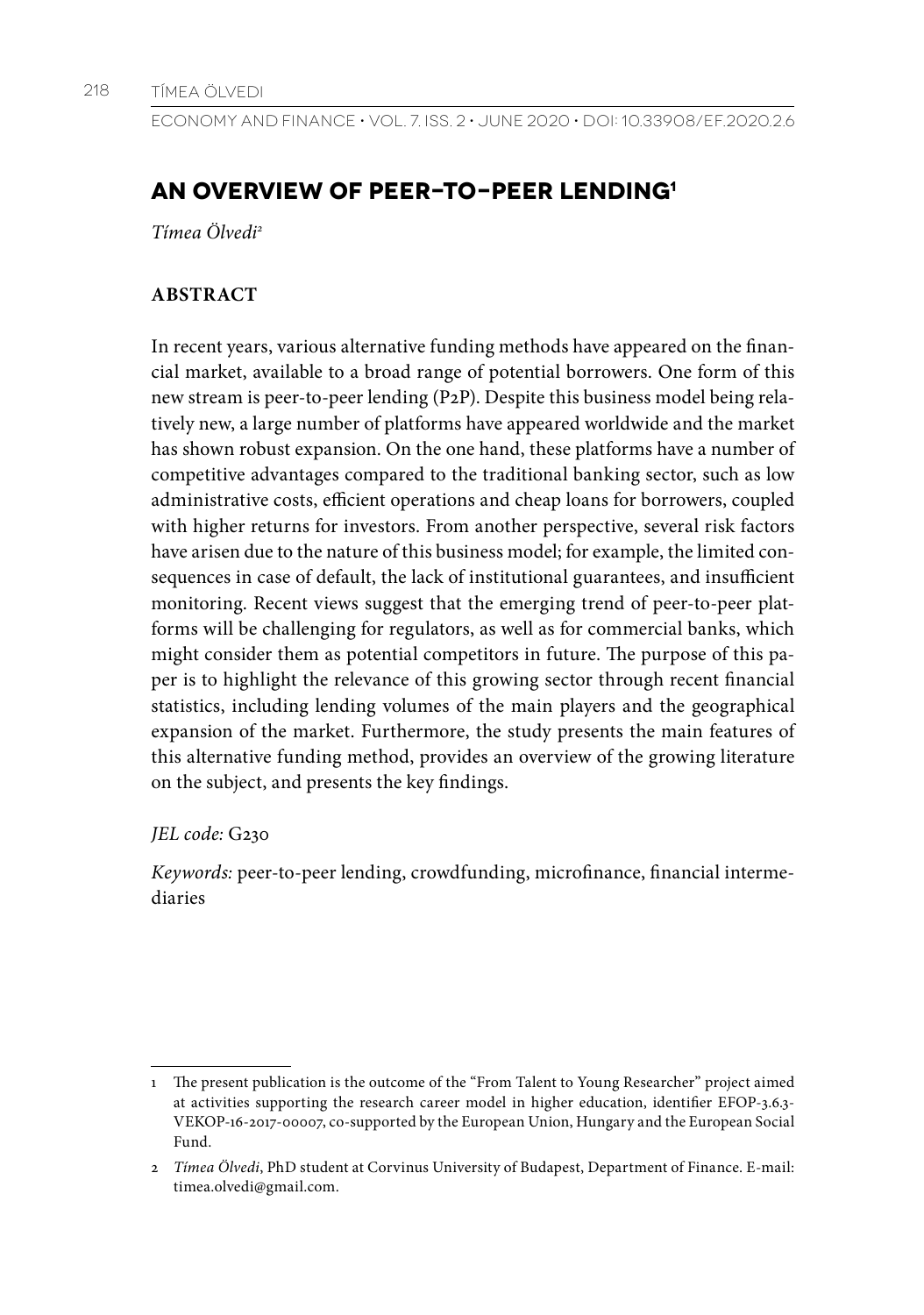# AN OVERVIEW OF PEER-TO-PEER LENDING[1]

*Tímea Ölvedi*[2]

## ABSTRACT

In recent years, various alternative funding methods have appeared on the financial market, available to a broad range of potential borrowers. One form of this new stream is peer-to-peer lending (P2P). Despite this business model being relatively new, a large number of platforms have appeared worldwide and the market has shown robust expansion. On the one hand, these platforms have a number of competitive advantages compared to the traditional banking sector, such as low administrative costs, efficient operations and cheap loans for borrowers, coupled with higher returns for investors. From another perspective, several risk factors have arisen due to the nature of this business model; for example, the limited consequences in case of default, the lack of institutional guarantees, and insufficient monitoring. Recent views suggest that the emerging trend of peer-to-peer platforms will be challenging for regulators, as well as for commercial banks, which might consider them as potential competitors in future. The purpose of this paper is to highlight the relevance of this growing sector through recent financial statistics, including lending volumes of the main players and the geographical expansion of the market. Furthermore, the study presents the main features of this alternative funding method, provides an overview of the growing literature on the subject, and presents the key findings.

*JEL code:* G230

*Keywords:* peer-to-peer lending, crowdfunding, microfinance, financial intermediaries

---

1 The present publication is the outcome of the "From Talent to Young Researcher" project aimed at activities supporting the research career model in higher education, identifier EFOP-3.6.3-VEKOP-16-2017-00007, co-supported by the European Union, Hungary and the European Social Fund.

2 *Tímea Ölvedi*, PhD student at Corvinus University of Budapest, Department of Finance. E-mail: timea.olvedi@gmail.com.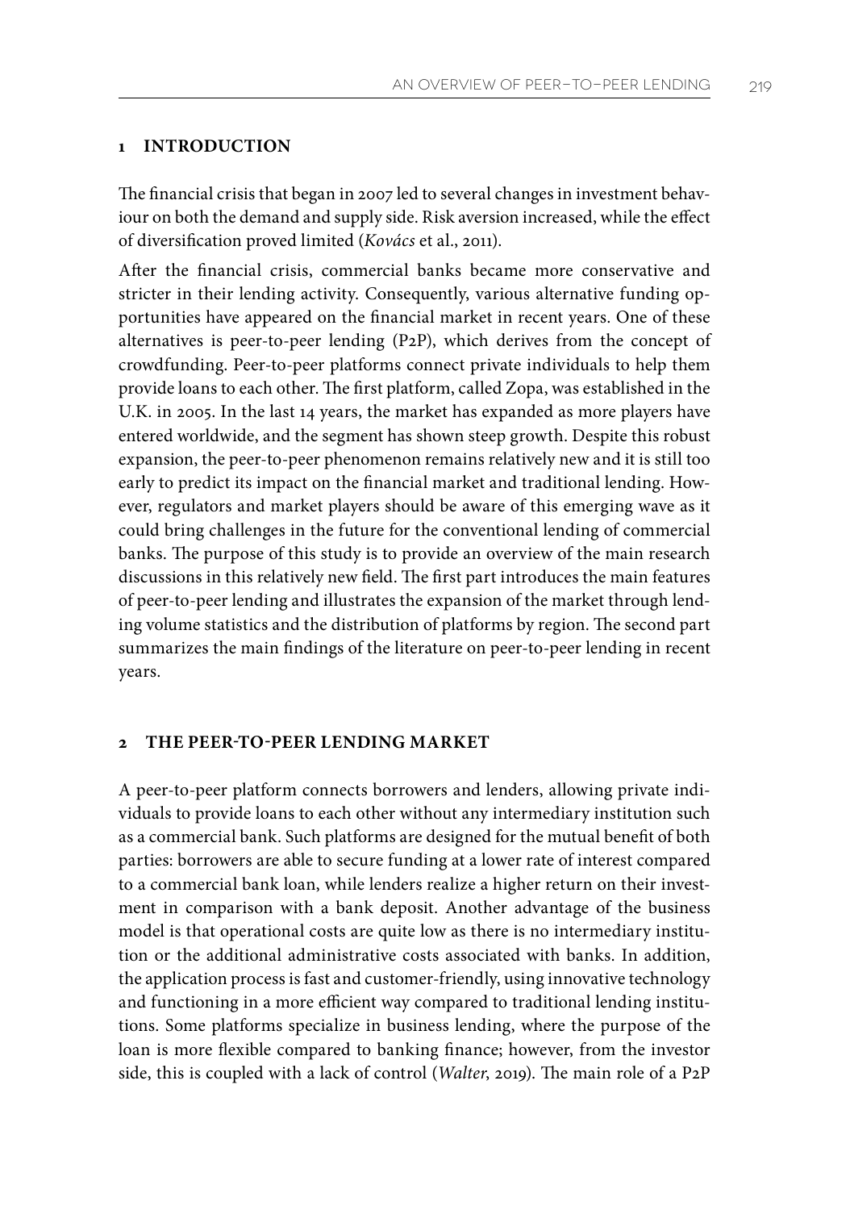## 1 INTRODUCTION

The financial crisis that began in 2007 led to several changes in investment behaviour on both the demand and supply side. Risk aversion increased, while the effect of diversification proved limited (*Kovács* et al., 2011).

After the financial crisis, commercial banks became more conservative and stricter in their lending activity. Consequently, various alternative funding opportunities have appeared on the financial market in recent years. One of these alternatives is peer-to-peer lending (P2P), which derives from the concept of crowdfunding. Peer-to-peer platforms connect private individuals to help them provide loans to each other. The first platform, called Zopa, was established in the U.K. in 2005. In the last 14 years, the market has expanded as more players have entered worldwide, and the segment has shown steep growth. Despite this robust expansion, the peer-to-peer phenomenon remains relatively new and it is still too early to predict its impact on the financial market and traditional lending. However, regulators and market players should be aware of this emerging wave as it could bring challenges in the future for the conventional lending of commercial banks. The purpose of this study is to provide an overview of the main research discussions in this relatively new field. The first part introduces the main features of peer-to-peer lending and illustrates the expansion of the market through lending volume statistics and the distribution of platforms by region. The second part summarizes the main findings of the literature on peer-to-peer lending in recent years.

## 2 THE PEER-TO-PEER LENDING MARKET

A peer-to-peer platform connects borrowers and lenders, allowing private individuals to provide loans to each other without any intermediary institution such as a commercial bank. Such platforms are designed for the mutual benefit of both parties: borrowers are able to secure funding at a lower rate of interest compared to a commercial bank loan, while lenders realize a higher return on their investment in comparison with a bank deposit. Another advantage of the business model is that operational costs are quite low as there is no intermediary institution or the additional administrative costs associated with banks. In addition, the application process is fast and customer-friendly, using innovative technology and functioning in a more efficient way compared to traditional lending institutions. Some platforms specialize in business lending, where the purpose of the loan is more flexible compared to banking finance; however, from the investor side, this is coupled with a lack of control (*Walter*, 2019). The main role of a P2P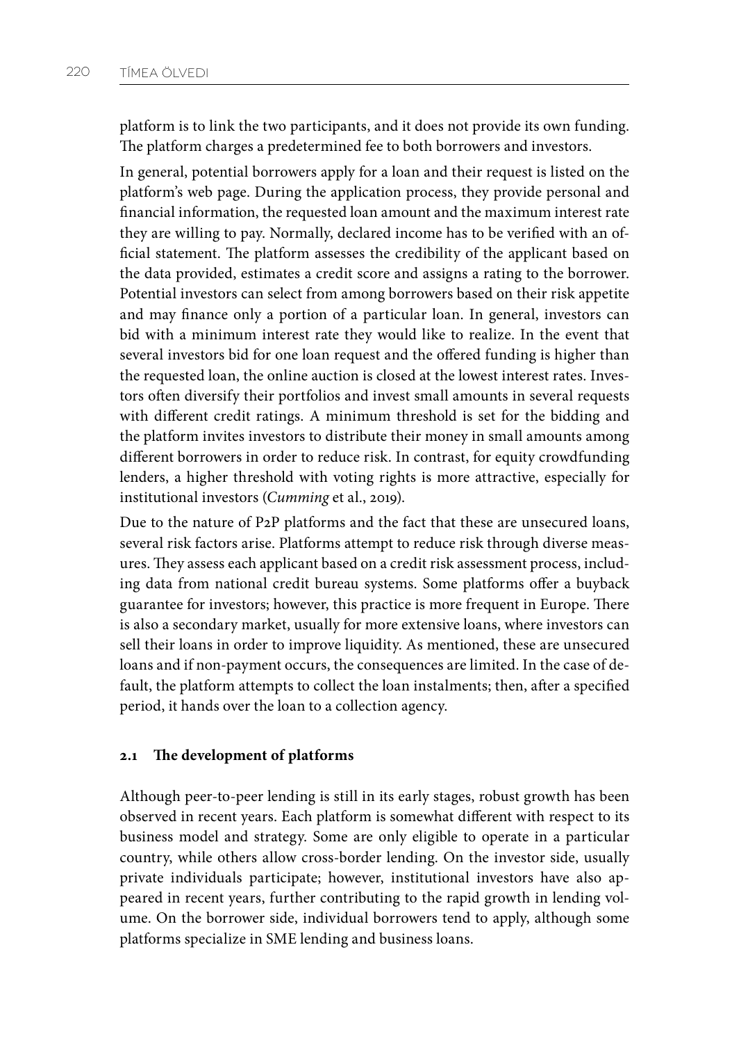platform is to link the two participants, and it does not provide its own funding. The platform charges a predetermined fee to both borrowers and investors.

In general, potential borrowers apply for a loan and their request is listed on the platform's web page. During the application process, they provide personal and financial information, the requested loan amount and the maximum interest rate they are willing to pay. Normally, declared income has to be verified with an official statement. The platform assesses the credibility of the applicant based on the data provided, estimates a credit score and assigns a rating to the borrower. Potential investors can select from among borrowers based on their risk appetite and may finance only a portion of a particular loan. In general, investors can bid with a minimum interest rate they would like to realize. In the event that several investors bid for one loan request and the offered funding is higher than the requested loan, the online auction is closed at the lowest interest rates. Investors often diversify their portfolios and invest small amounts in several requests with different credit ratings. A minimum threshold is set for the bidding and the platform invites investors to distribute their money in small amounts among different borrowers in order to reduce risk. In contrast, for equity crowdfunding lenders, a higher threshold with voting rights is more attractive, especially for institutional investors (*Cumming* et al., 2019).

Due to the nature of P2P platforms and the fact that these are unsecured loans, several risk factors arise. Platforms attempt to reduce risk through diverse measures. They assess each applicant based on a credit risk assessment process, including data from national credit bureau systems. Some platforms offer a buyback guarantee for investors; however, this practice is more frequent in Europe. There is also a secondary market, usually for more extensive loans, where investors can sell their loans in order to improve liquidity. As mentioned, these are unsecured loans and if non-payment occurs, the consequences are limited. In the case of default, the platform attempts to collect the loan instalments; then, after a specified period, it hands over the loan to a collection agency.

### 2.1 The development of platforms

Although peer-to-peer lending is still in its early stages, robust growth has been observed in recent years. Each platform is somewhat different with respect to its business model and strategy. Some are only eligible to operate in a particular country, while others allow cross-border lending. On the investor side, usually private individuals participate; however, institutional investors have also appeared in recent years, further contributing to the rapid growth in lending volume. On the borrower side, individual borrowers tend to apply, although some platforms specialize in SME lending and business loans.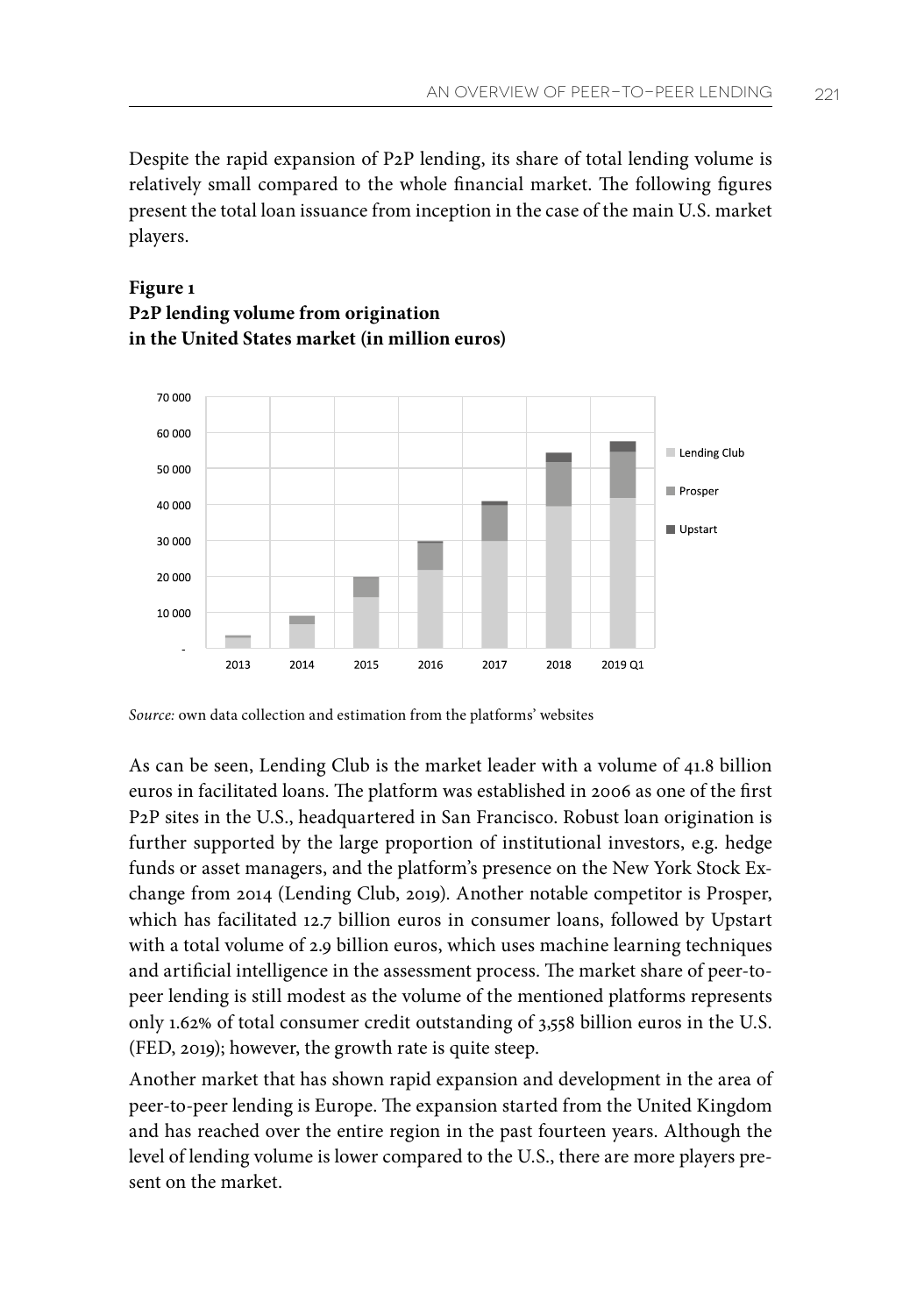Despite the rapid expansion of P2P lending, its share of total lending volume is relatively small compared to the whole financial market. The following figures present the total loan issuance from inception in the case of the main U.S. market players.

**Figure 1**
**P2P lending volume from origination in the United States market (in million euros)**

*Source:* own data collection and estimation from the platforms' websites

As can be seen, Lending Club is the market leader with a volume of 41.8 billion euros in facilitated loans. The platform was established in 2006 as one of the first P2P sites in the U.S., headquartered in San Francisco. Robust loan origination is further supported by the large proportion of institutional investors, e.g. hedge funds or asset managers, and the platform's presence on the New York Stock Exchange from 2014 (Lending Club, 2019). Another notable competitor is Prosper, which has facilitated 12.7 billion euros in consumer loans, followed by Upstart with a total volume of 2.9 billion euros, which uses machine learning techniques and artificial intelligence in the assessment process. The market share of peer-to-peer lending is still modest as the volume of the mentioned platforms represents only 1.62% of total consumer credit outstanding of 3,558 billion euros in the U.S. (FED, 2019); however, the growth rate is quite steep.

Another market that has shown rapid expansion and development in the area of peer-to-peer lending is Europe. The expansion started from the United Kingdom and has reached over the entire region in the past fourteen years. Although the level of lending volume is lower compared to the U.S., there are more players present on the market.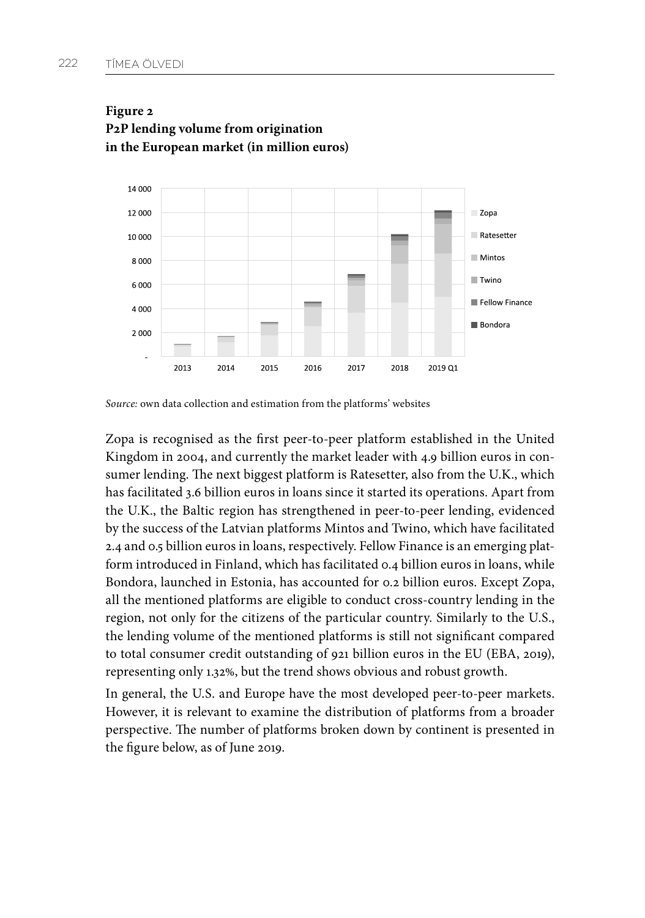**Figure 2**
**P2P lending volume from origination in the European market (in million euros)**

*Source:* own data collection and estimation from the platforms' websites

Zopa is recognised as the first peer-to-peer platform established in the United Kingdom in 2004, and currently the market leader with 4.9 billion euros in consumer lending. The next biggest platform is Ratesetter, also from the U.K., which has facilitated 3.6 billion euros in loans since it started its operations. Apart from the U.K., the Baltic region has strengthened in peer-to-peer lending, evidenced by the success of the Latvian platforms Mintos and Twino, which have facilitated 2.4 and 0.5 billion euros in loans, respectively. Fellow Finance is an emerging platform introduced in Finland, which has facilitated 0.4 billion euros in loans, while Bondora, launched in Estonia, has accounted for 0.2 billion euros. Except Zopa, all the mentioned platforms are eligible to conduct cross-country lending in the region, not only for the citizens of the particular country. Similarly to the U.S., the lending volume of the mentioned platforms is still not significant compared to total consumer credit outstanding of 921 billion euros in the EU (EBA, 2019), representing only 1.32%, but the trend shows obvious and robust growth.

In general, the U.S. and Europe have the most developed peer-to-peer markets. However, it is relevant to examine the distribution of platforms from a broader perspective. The number of platforms broken down by continent is presented in the figure below, as of June 2019.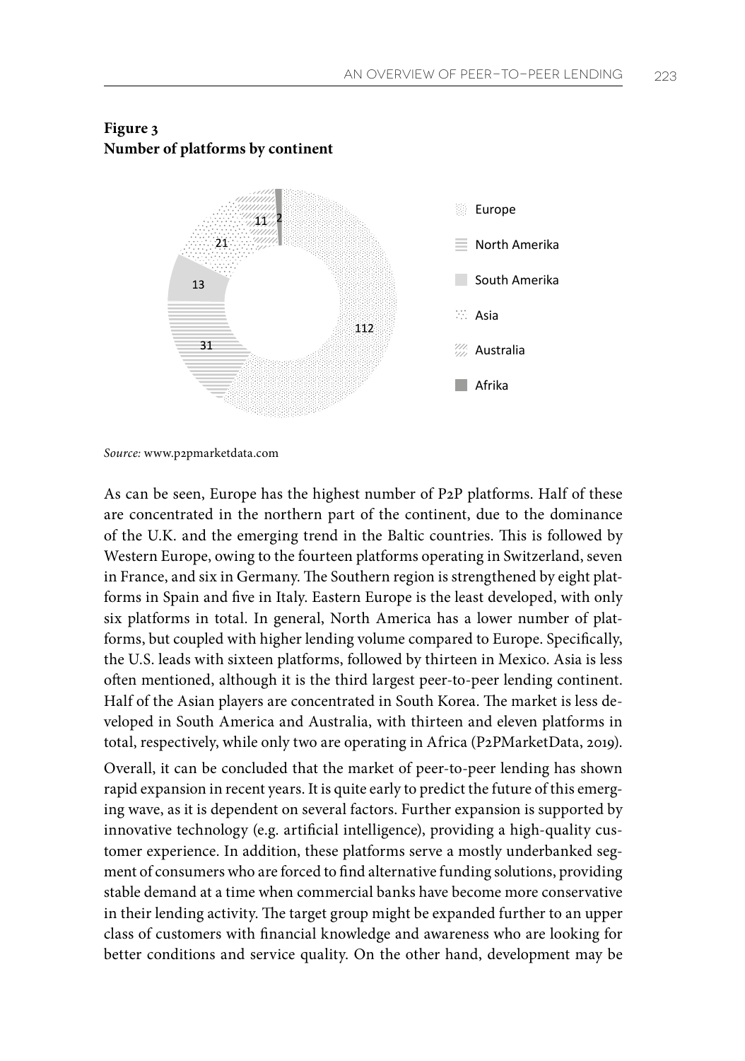**Figure 3**
**Number of platforms by continent**

*Source:* www.p2pmarketdata.com

As can be seen, Europe has the highest number of P2P platforms. Half of these are concentrated in the northern part of the continent, due to the dominance of the U.K. and the emerging trend in the Baltic countries. This is followed by Western Europe, owing to the fourteen platforms operating in Switzerland, seven in France, and six in Germany. The Southern region is strengthened by eight platforms in Spain and five in Italy. Eastern Europe is the least developed, with only six platforms in total. In general, North America has a lower number of platforms, but coupled with higher lending volume compared to Europe. Specifically, the U.S. leads with sixteen platforms, followed by thirteen in Mexico. Asia is less often mentioned, although it is the third largest peer-to-peer lending continent. Half of the Asian players are concentrated in South Korea. The market is less developed in South America and Australia, with thirteen and eleven platforms in total, respectively, while only two are operating in Africa (P2PMarketData, 2019).

Overall, it can be concluded that the market of peer-to-peer lending has shown rapid expansion in recent years. It is quite early to predict the future of this emerging wave, as it is dependent on several factors. Further expansion is supported by innovative technology (e.g. artificial intelligence), providing a high-quality customer experience. In addition, these platforms serve a mostly underbanked segment of consumers who are forced to find alternative funding solutions, providing stable demand at a time when commercial banks have become more conservative in their lending activity. The target group might be expanded further to an upper class of customers with financial knowledge and awareness who are looking for better conditions and service quality. On the other hand, development may be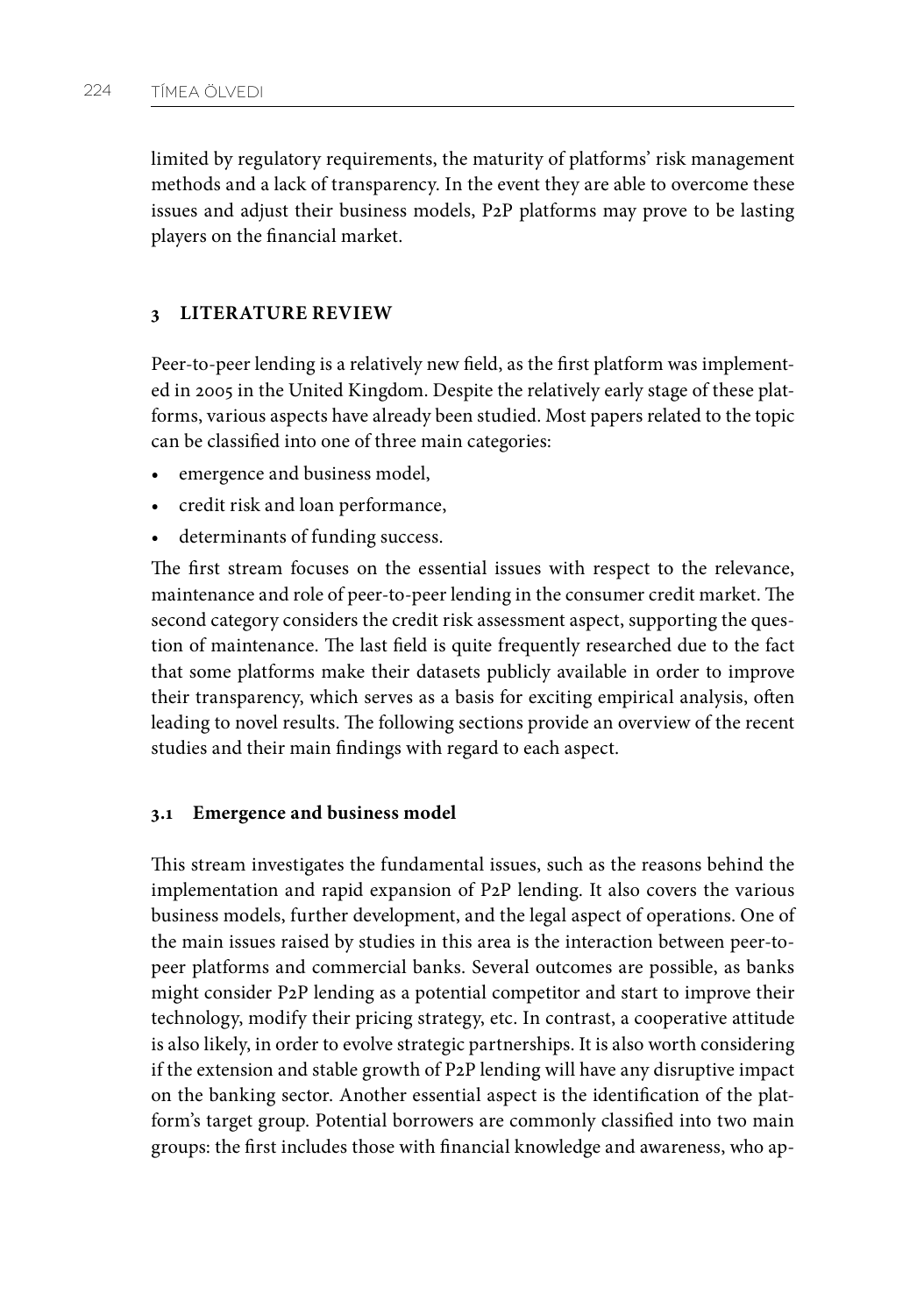limited by regulatory requirements, the maturity of platforms' risk management methods and a lack of transparency. In the event they are able to overcome these issues and adjust their business models, P2P platforms may prove to be lasting players on the financial market.

## 3 LITERATURE REVIEW

Peer-to-peer lending is a relatively new field, as the first platform was implemented in 2005 in the United Kingdom. Despite the relatively early stage of these platforms, various aspects have already been studied. Most papers related to the topic can be classified into one of three main categories:

- emergence and business model,
- credit risk and loan performance,
- determinants of funding success.

The first stream focuses on the essential issues with respect to the relevance, maintenance and role of peer-to-peer lending in the consumer credit market. The second category considers the credit risk assessment aspect, supporting the question of maintenance. The last field is quite frequently researched due to the fact that some platforms make their datasets publicly available in order to improve their transparency, which serves as a basis for exciting empirical analysis, often leading to novel results. The following sections provide an overview of the recent studies and their main findings with regard to each aspect.

### 3.1 Emergence and business model

This stream investigates the fundamental issues, such as the reasons behind the implementation and rapid expansion of P2P lending. It also covers the various business models, further development, and the legal aspect of operations. One of the main issues raised by studies in this area is the interaction between peer-to-peer platforms and commercial banks. Several outcomes are possible, as banks might consider P2P lending as a potential competitor and start to improve their technology, modify their pricing strategy, etc. In contrast, a cooperative attitude is also likely, in order to evolve strategic partnerships. It is also worth considering if the extension and stable growth of P2P lending will have any disruptive impact on the banking sector. Another essential aspect is the identification of the platform's target group. Potential borrowers are commonly classified into two main groups: the first includes those with financial knowledge and awareness, who ap-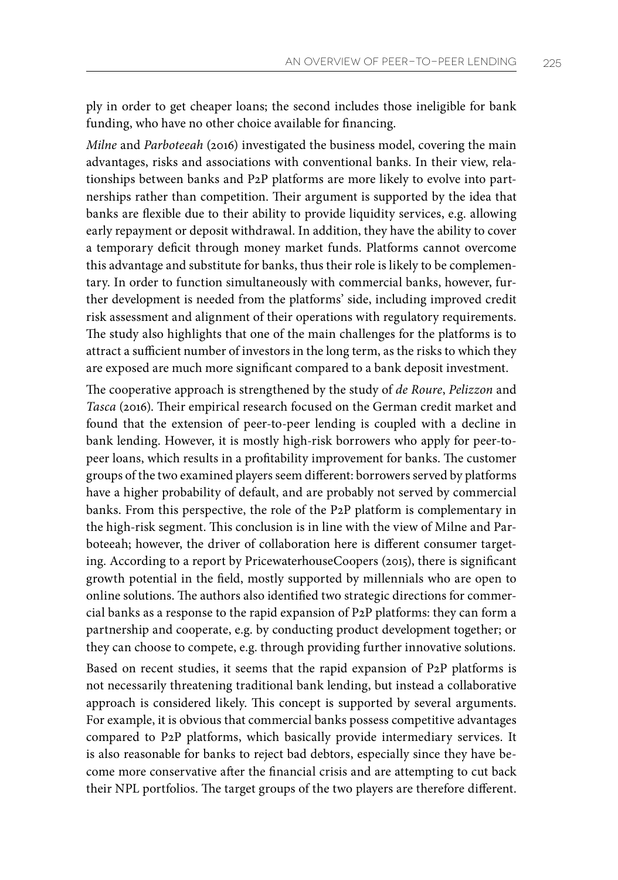ply in order to get cheaper loans; the second includes those ineligible for bank funding, who have no other choice available for financing.

*Milne* and *Parboteeah* (2016) investigated the business model, covering the main advantages, risks and associations with conventional banks. In their view, relationships between banks and P2P platforms are more likely to evolve into partnerships rather than competition. Their argument is supported by the idea that banks are flexible due to their ability to provide liquidity services, e.g. allowing early repayment or deposit withdrawal. In addition, they have the ability to cover a temporary deficit through money market funds. Platforms cannot overcome this advantage and substitute for banks, thus their role is likely to be complementary. In order to function simultaneously with commercial banks, however, further development is needed from the platforms' side, including improved credit risk assessment and alignment of their operations with regulatory requirements. The study also highlights that one of the main challenges for the platforms is to attract a sufficient number of investors in the long term, as the risks to which they are exposed are much more significant compared to a bank deposit investment.

The cooperative approach is strengthened by the study of *de Roure*, *Pelizzon* and *Tasca* (2016). Their empirical research focused on the German credit market and found that the extension of peer-to-peer lending is coupled with a decline in bank lending. However, it is mostly high-risk borrowers who apply for peer-to-peer loans, which results in a profitability improvement for banks. The customer groups of the two examined players seem different: borrowers served by platforms have a higher probability of default, and are probably not served by commercial banks. From this perspective, the role of the P2P platform is complementary in the high-risk segment. This conclusion is in line with the view of Milne and Parboteeah; however, the driver of collaboration here is different consumer targeting. According to a report by PricewaterhouseCoopers (2015), there is significant growth potential in the field, mostly supported by millennials who are open to online solutions. The authors also identified two strategic directions for commercial banks as a response to the rapid expansion of P2P platforms: they can form a partnership and cooperate, e.g. by conducting product development together; or they can choose to compete, e.g. through providing further innovative solutions.

Based on recent studies, it seems that the rapid expansion of P2P platforms is not necessarily threatening traditional bank lending, but instead a collaborative approach is considered likely. This concept is supported by several arguments. For example, it is obvious that commercial banks possess competitive advantages compared to P2P platforms, which basically provide intermediary services. It is also reasonable for banks to reject bad debtors, especially since they have become more conservative after the financial crisis and are attempting to cut back their NPL portfolios. The target groups of the two players are therefore different.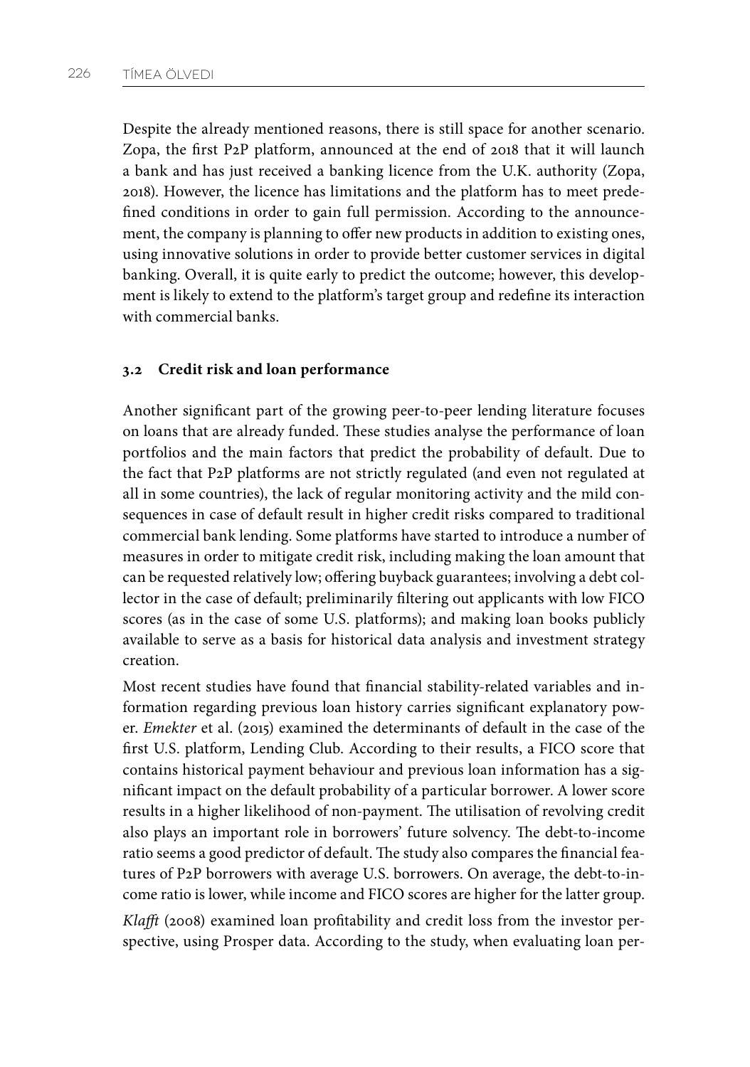Despite the already mentioned reasons, there is still space for another scenario. Zopa, the first P2P platform, announced at the end of 2018 that it will launch a bank and has just received a banking licence from the U.K. authority (Zopa, 2018). However, the licence has limitations and the platform has to meet predefined conditions in order to gain full permission. According to the announcement, the company is planning to offer new products in addition to existing ones, using innovative solutions in order to provide better customer services in digital banking. Overall, it is quite early to predict the outcome; however, this development is likely to extend to the platform's target group and redefine its interaction with commercial banks.

### 3.2 Credit risk and loan performance

Another significant part of the growing peer-to-peer lending literature focuses on loans that are already funded. These studies analyse the performance of loan portfolios and the main factors that predict the probability of default. Due to the fact that P2P platforms are not strictly regulated (and even not regulated at all in some countries), the lack of regular monitoring activity and the mild consequences in case of default result in higher credit risks compared to traditional commercial bank lending. Some platforms have started to introduce a number of measures in order to mitigate credit risk, including making the loan amount that can be requested relatively low; offering buyback guarantees; involving a debt collector in the case of default; preliminarily filtering out applicants with low FICO scores (as in the case of some U.S. platforms); and making loan books publicly available to serve as a basis for historical data analysis and investment strategy creation.

Most recent studies have found that financial stability-related variables and information regarding previous loan history carries significant explanatory power. *Emekter* et al. (2015) examined the determinants of default in the case of the first U.S. platform, Lending Club. According to their results, a FICO score that contains historical payment behaviour and previous loan information has a significant impact on the default probability of a particular borrower. A lower score results in a higher likelihood of non-payment. The utilisation of revolving credit also plays an important role in borrowers' future solvency. The debt-to-income ratio seems a good predictor of default. The study also compares the financial features of P2P borrowers with average U.S. borrowers. On average, the debt-to-income ratio is lower, while income and FICO scores are higher for the latter group.

*Klafft* (2008) examined loan profitability and credit loss from the investor perspective, using Prosper data. According to the study, when evaluating loan per-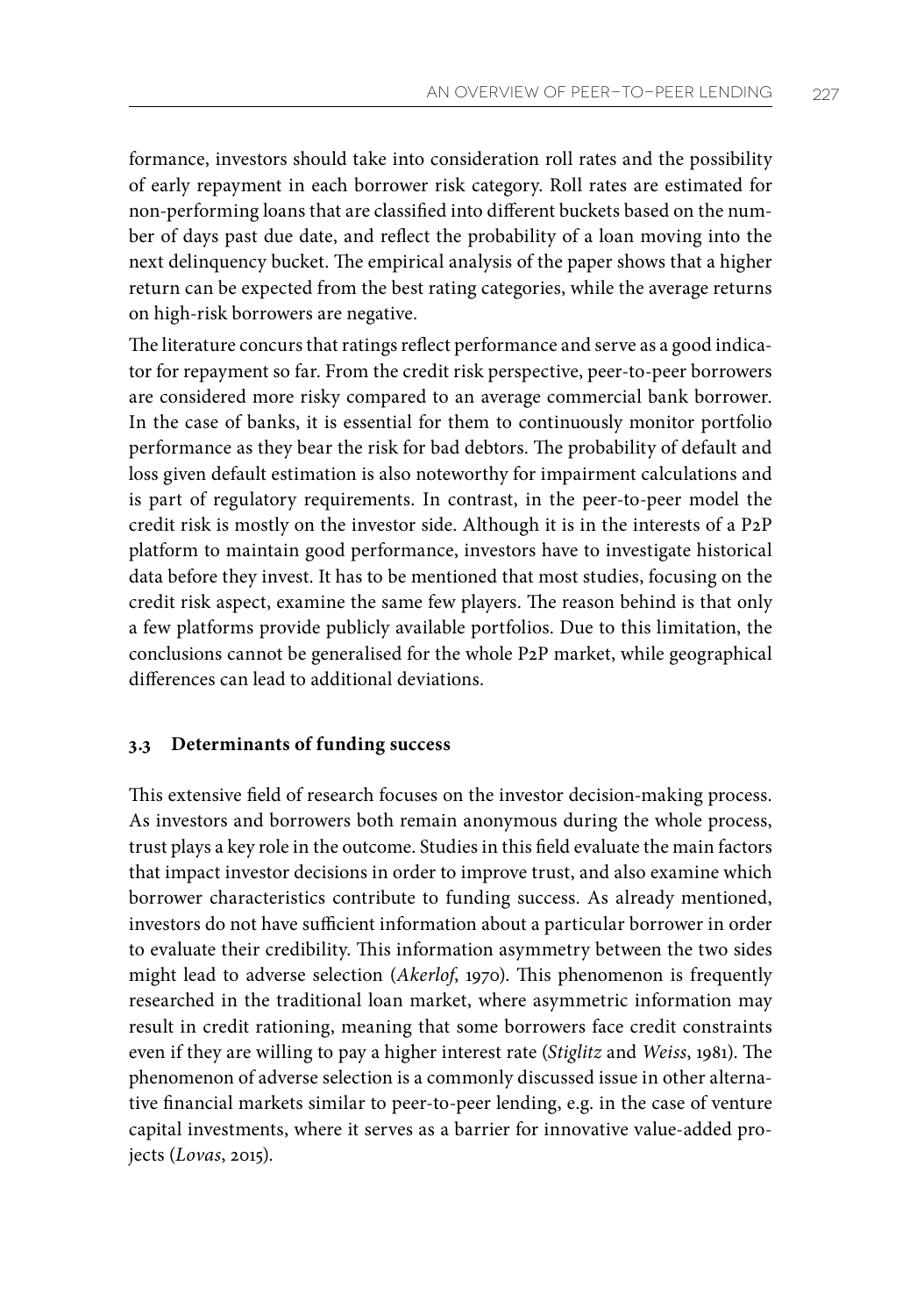formance, investors should take into consideration roll rates and the possibility of early repayment in each borrower risk category. Roll rates are estimated for non-performing loans that are classified into different buckets based on the number of days past due date, and reflect the probability of a loan moving into the next delinquency bucket. The empirical analysis of the paper shows that a higher return can be expected from the best rating categories, while the average returns on high-risk borrowers are negative.

The literature concurs that ratings reflect performance and serve as a good indicator for repayment so far. From the credit risk perspective, peer-to-peer borrowers are considered more risky compared to an average commercial bank borrower. In the case of banks, it is essential for them to continuously monitor portfolio performance as they bear the risk for bad debtors. The probability of default and loss given default estimation is also noteworthy for impairment calculations and is part of regulatory requirements. In contrast, in the peer-to-peer model the credit risk is mostly on the investor side. Although it is in the interests of a P2P platform to maintain good performance, investors have to investigate historical data before they invest. It has to be mentioned that most studies, focusing on the credit risk aspect, examine the same few players. The reason behind is that only a few platforms provide publicly available portfolios. Due to this limitation, the conclusions cannot be generalised for the whole P2P market, while geographical differences can lead to additional deviations.

### 3.3 Determinants of funding success

This extensive field of research focuses on the investor decision-making process. As investors and borrowers both remain anonymous during the whole process, trust plays a key role in the outcome. Studies in this field evaluate the main factors that impact investor decisions in order to improve trust, and also examine which borrower characteristics contribute to funding success. As already mentioned, investors do not have sufficient information about a particular borrower in order to evaluate their credibility. This information asymmetry between the two sides might lead to adverse selection (*Akerlof*, 1970). This phenomenon is frequently researched in the traditional loan market, where asymmetric information may result in credit rationing, meaning that some borrowers face credit constraints even if they are willing to pay a higher interest rate (*Stiglitz* and *Weiss*, 1981). The phenomenon of adverse selection is a commonly discussed issue in other alternative financial markets similar to peer-to-peer lending, e.g. in the case of venture capital investments, where it serves as a barrier for innovative value-added projects (*Lovas*, 2015).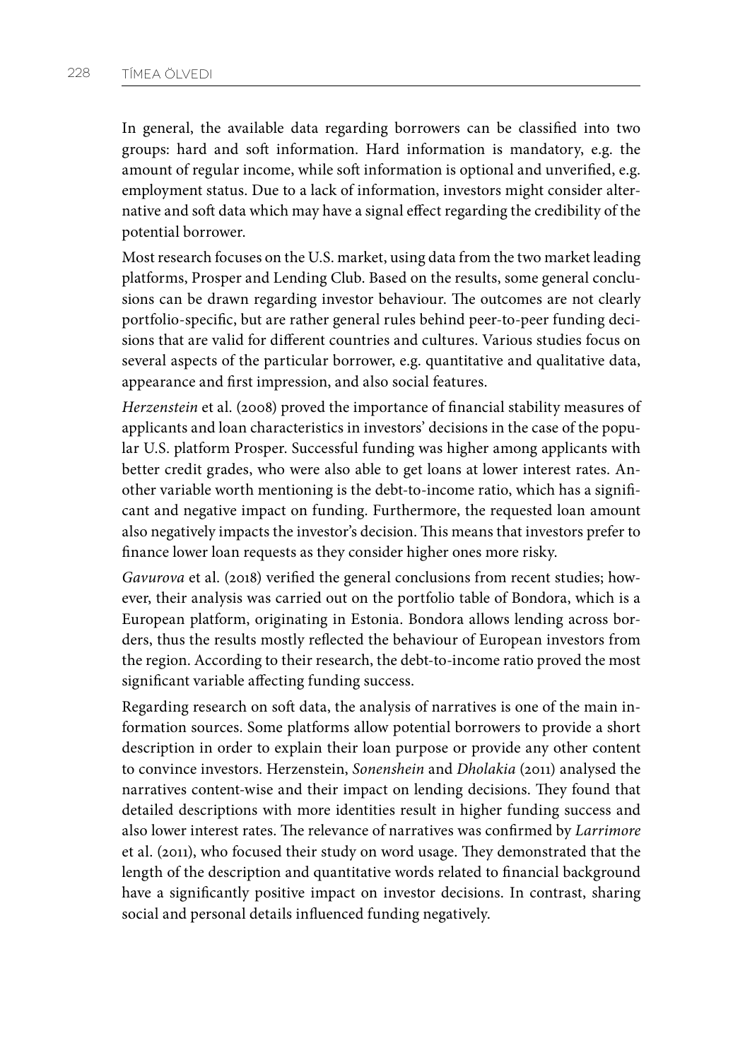In general, the available data regarding borrowers can be classified into two groups: hard and soft information. Hard information is mandatory, e.g. the amount of regular income, while soft information is optional and unverified, e.g. employment status. Due to a lack of information, investors might consider alternative and soft data which may have a signal effect regarding the credibility of the potential borrower.

Most research focuses on the U.S. market, using data from the two market leading platforms, Prosper and Lending Club. Based on the results, some general conclusions can be drawn regarding investor behaviour. The outcomes are not clearly portfolio-specific, but are rather general rules behind peer-to-peer funding decisions that are valid for different countries and cultures. Various studies focus on several aspects of the particular borrower, e.g. quantitative and qualitative data, appearance and first impression, and also social features.

*Herzenstein* et al. (2008) proved the importance of financial stability measures of applicants and loan characteristics in investors' decisions in the case of the popular U.S. platform Prosper. Successful funding was higher among applicants with better credit grades, who were also able to get loans at lower interest rates. Another variable worth mentioning is the debt-to-income ratio, which has a significant and negative impact on funding. Furthermore, the requested loan amount also negatively impacts the investor's decision. This means that investors prefer to finance lower loan requests as they consider higher ones more risky.

*Gavurova* et al. (2018) verified the general conclusions from recent studies; however, their analysis was carried out on the portfolio table of Bondora, which is a European platform, originating in Estonia. Bondora allows lending across borders, thus the results mostly reflected the behaviour of European investors from the region. According to their research, the debt-to-income ratio proved the most significant variable affecting funding success.

Regarding research on soft data, the analysis of narratives is one of the main information sources. Some platforms allow potential borrowers to provide a short description in order to explain their loan purpose or provide any other content to convince investors. Herzenstein, *Sonenshein* and *Dholakia* (2011) analysed the narratives content-wise and their impact on lending decisions. They found that detailed descriptions with more identities result in higher funding success and also lower interest rates. The relevance of narratives was confirmed by *Larrimore* et al. (2011), who focused their study on word usage. They demonstrated that the length of the description and quantitative words related to financial background have a significantly positive impact on investor decisions. In contrast, sharing social and personal details influenced funding negatively.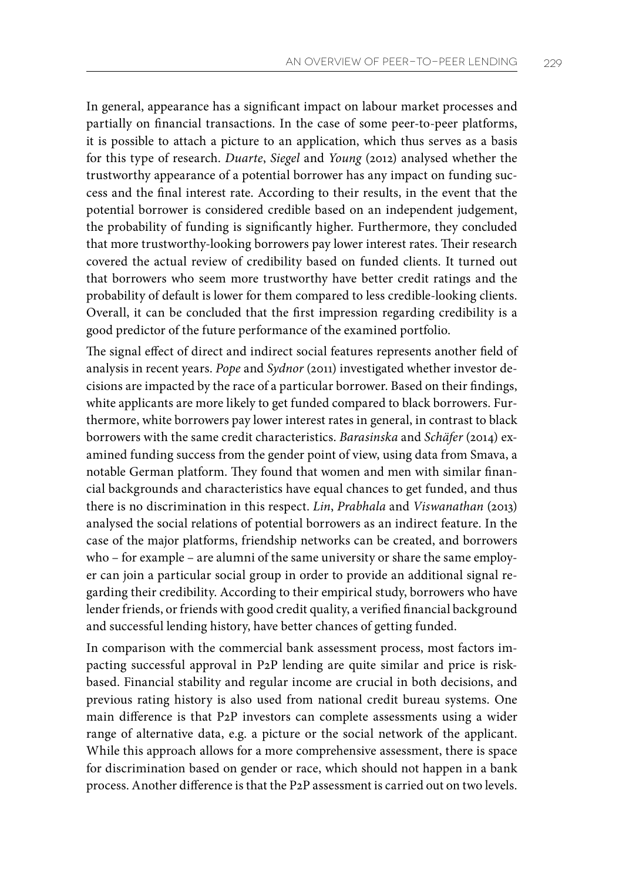In general, appearance has a significant impact on labour market processes and partially on financial transactions. In the case of some peer-to-peer platforms, it is possible to attach a picture to an application, which thus serves as a basis for this type of research. *Duarte*, *Siegel* and *Young* (2012) analysed whether the trustworthy appearance of a potential borrower has any impact on funding success and the final interest rate. According to their results, in the event that the potential borrower is considered credible based on an independent judgement, the probability of funding is significantly higher. Furthermore, they concluded that more trustworthy-looking borrowers pay lower interest rates. Their research covered the actual review of credibility based on funded clients. It turned out that borrowers who seem more trustworthy have better credit ratings and the probability of default is lower for them compared to less credible-looking clients. Overall, it can be concluded that the first impression regarding credibility is a good predictor of the future performance of the examined portfolio.

The signal effect of direct and indirect social features represents another field of analysis in recent years. *Pope* and *Sydnor* (2011) investigated whether investor decisions are impacted by the race of a particular borrower. Based on their findings, white applicants are more likely to get funded compared to black borrowers. Furthermore, white borrowers pay lower interest rates in general, in contrast to black borrowers with the same credit characteristics. *Barasinska* and *Schäfer* (2014) examined funding success from the gender point of view, using data from Smava, a notable German platform. They found that women and men with similar financial backgrounds and characteristics have equal chances to get funded, and thus there is no discrimination in this respect. *Lin*, *Prabhala* and *Viswanathan* (2013) analysed the social relations of potential borrowers as an indirect feature. In the case of the major platforms, friendship networks can be created, and borrowers who – for example – are alumni of the same university or share the same employer can join a particular social group in order to provide an additional signal regarding their credibility. According to their empirical study, borrowers who have lender friends, or friends with good credit quality, a verified financial background and successful lending history, have better chances of getting funded.

In comparison with the commercial bank assessment process, most factors impacting successful approval in P2P lending are quite similar and price is risk-based. Financial stability and regular income are crucial in both decisions, and previous rating history is also used from national credit bureau systems. One main difference is that P2P investors can complete assessments using a wider range of alternative data, e.g. a picture or the social network of the applicant. While this approach allows for a more comprehensive assessment, there is space for discrimination based on gender or race, which should not happen in a bank process. Another difference is that the P2P assessment is carried out on two levels.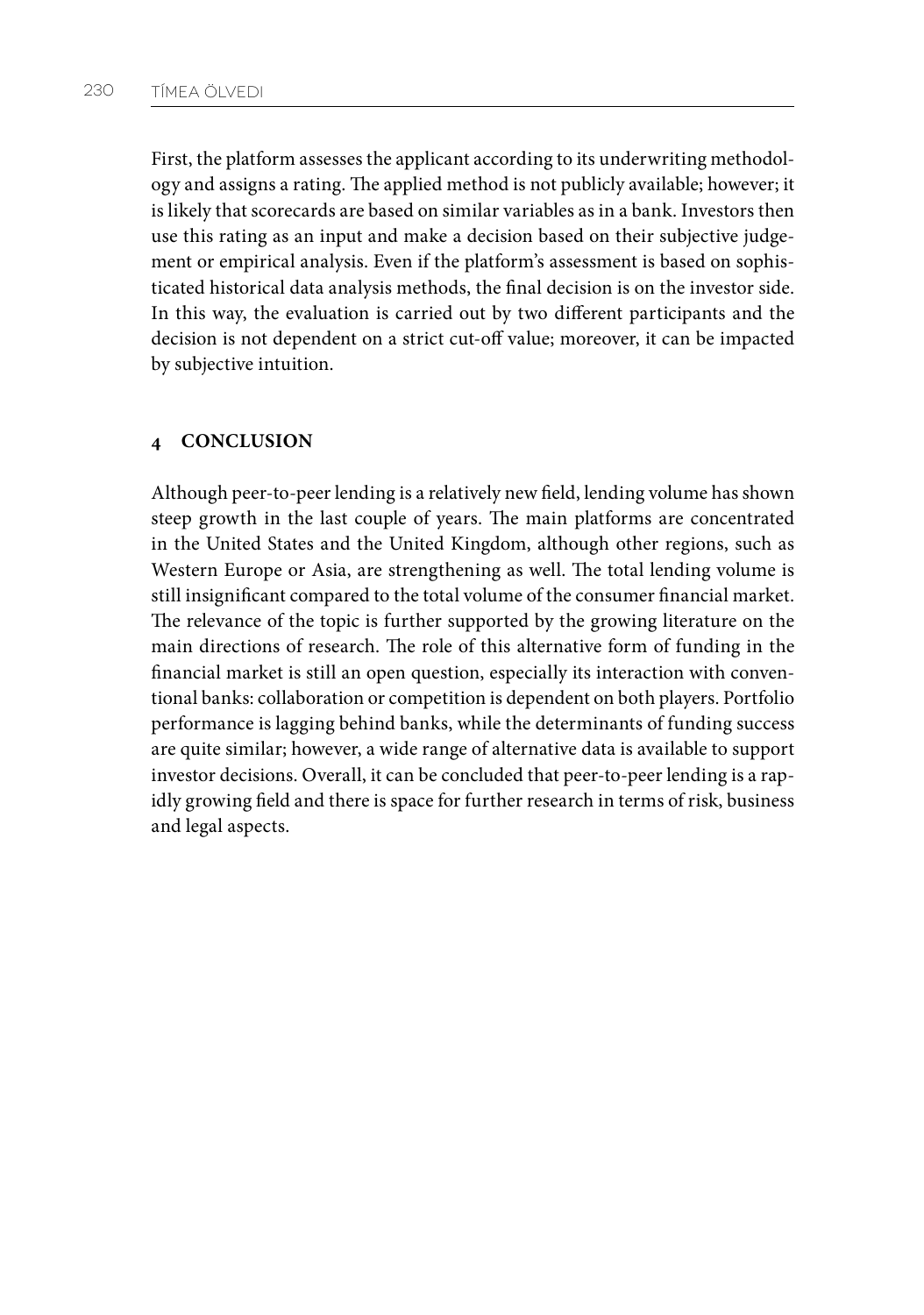First, the platform assesses the applicant according to its underwriting methodology and assigns a rating. The applied method is not publicly available; however; it is likely that scorecards are based on similar variables as in a bank. Investors then use this rating as an input and make a decision based on their subjective judgement or empirical analysis. Even if the platform's assessment is based on sophisticated historical data analysis methods, the final decision is on the investor side. In this way, the evaluation is carried out by two different participants and the decision is not dependent on a strict cut-off value; moreover, it can be impacted by subjective intuition.

## 4 CONCLUSION

Although peer-to-peer lending is a relatively new field, lending volume has shown steep growth in the last couple of years. The main platforms are concentrated in the United States and the United Kingdom, although other regions, such as Western Europe or Asia, are strengthening as well. The total lending volume is still insignificant compared to the total volume of the consumer financial market. The relevance of the topic is further supported by the growing literature on the main directions of research. The role of this alternative form of funding in the financial market is still an open question, especially its interaction with conventional banks: collaboration or competition is dependent on both players. Portfolio performance is lagging behind banks, while the determinants of funding success are quite similar; however, a wide range of alternative data is available to support investor decisions. Overall, it can be concluded that peer-to-peer lending is a rapidly growing field and there is space for further research in terms of risk, business and legal aspects.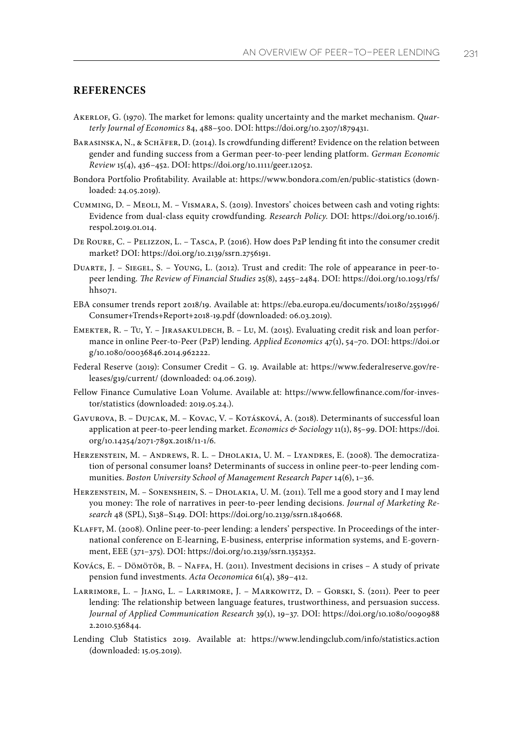## REFERENCES

Akerlof, G. (1970). The market for lemons: quality uncertainty and the market mechanism. *Quarterly Journal of Economics* 84, 488–500. DOI: https://doi.org/10.2307/1879431.

Barasinska, N., & Schäfer, D. (2014). Is crowdfunding different? Evidence on the relation between gender and funding success from a German peer-to-peer lending platform. *German Economic Review* 15(4), 436–452. DOI: https://doi.org/10.1111/geer.12052.

Bondora Portfolio Profitability. Available at: https://www.bondora.com/en/public-statistics (downloaded: 24.05.2019).

Cumming, D. – Meoli, M. – Vismara, S. (2019). Investors' choices between cash and voting rights: Evidence from dual-class equity crowdfunding. *Research Policy*. DOI: https://doi.org/10.1016/j.respol.2019.01.014.

De Roure, C. – Pelizzon, L. – Tasca, P. (2016). How does P2P lending fit into the consumer credit market? DOI: https://doi.org/10.2139/ssrn.2756191.

Duarte, J. – Siegel, S. – Young, L. (2012). Trust and credit: The role of appearance in peer-to-peer lending. *The Review of Financial Studies* 25(8), 2455–2484. DOI: https://doi.org/10.1093/rfs/hhs071.

EBA consumer trends report 2018/19. Available at: https://eba.europa.eu/documents/10180/2551996/Consumer+Trends+Report+2018-19.pdf (downloaded: 06.03.2019).

Emekter, R. – Tu, Y. – Jirasakuldech, B. – Lu, M. (2015). Evaluating credit risk and loan performance in online Peer-to-Peer (P2P) lending. *Applied Economics* 47(1), 54–70. DOI: https://doi.org/10.1080/00036846.2014.962222.

Federal Reserve (2019): Consumer Credit – G. 19. Available at: https://www.federalreserve.gov/releases/g19/current/ (downloaded: 04.06.2019).

Fellow Finance Cumulative Loan Volume. Available at: https://www.fellowfinance.com/for-investor/statistics (downloaded: 2019.05.24.).

Gavurova, B. – Dujcak, M. – Kovac, V. – Kotásková, A. (2018). Determinants of successful loan application at peer-to-peer lending market. *Economics & Sociology* 11(1), 85–99. DOI: https://doi.org/10.14254/2071-789x.2018/11-1/6.

Herzenstein, M. – Andrews, R. L. – Dholakia, U. M. – Lyandres, E. (2008). The democratization of personal consumer loans? Determinants of success in online peer-to-peer lending communities. *Boston University School of Management Research Paper* 14(6), 1–36.

Herzenstein, M. – Sonenshein, S. – Dholakia, U. M. (2011). Tell me a good story and I may lend you money: The role of narratives in peer-to-peer lending decisions. *Journal of Marketing Research* 48 (SPL), S138–S149. DOI: https://doi.org/10.2139/ssrn.1840668.

Klafft, M. (2008). Online peer-to-peer lending: a lenders' perspective. In Proceedings of the international conference on E-learning, E-business, enterprise information systems, and E-government, EEE (371–375). DOI: https://doi.org/10.2139/ssrn.1352352.

Kovács, E. – Dömötör, B. – Naffa, H. (2011). Investment decisions in crises – A study of private pension fund investments. *Acta Oeconomica* 61(4), 389–412.

Larrimore, L. – Jiang, L. – Larrimore, J. – Markowitz, D. – Gorski, S. (2011). Peer to peer lending: The relationship between language features, trustworthiness, and persuasion success. *Journal of Applied Communication Research* 39(1), 19–37. DOI: https://doi.org/10.1080/00909882.2010.536844.

Lending Club Statistics 2019. Available at: https://www.lendingclub.com/info/statistics.action (downloaded: 15.05.2019).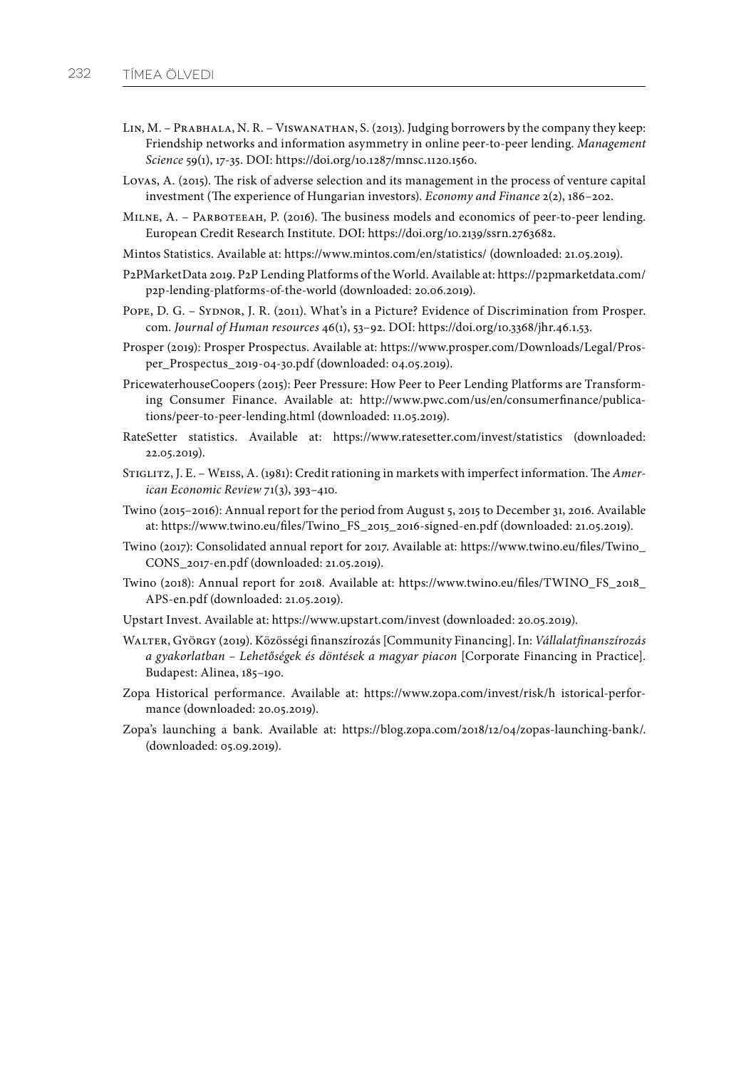Lin, M. – Prabhala, N. R. – Viswanathan, S. (2013). Judging borrowers by the company they keep: Friendship networks and information asymmetry in online peer-to-peer lending. *Management Science* 59(1), 17-35. DOI: https://doi.org/10.1287/mnsc.1120.1560.

Lovas, A. (2015). The risk of adverse selection and its management in the process of venture capital investment (The experience of Hungarian investors). *Economy and Finance* 2(2), 186–202.

Milne, A. – Parboteeah, P. (2016). The business models and economics of peer-to-peer lending. European Credit Research Institute. DOI: https://doi.org/10.2139/ssrn.2763682.

Mintos Statistics. Available at: https://www.mintos.com/en/statistics/ (downloaded: 21.05.2019).

P2PMarketData 2019. P2P Lending Platforms of the World. Available at: https://p2pmarketdata.com/p2p-lending-platforms-of-the-world (downloaded: 20.06.2019).

Pope, D. G. – Sydnor, J. R. (2011). What's in a Picture? Evidence of Discrimination from Prosper.com. *Journal of Human resources* 46(1), 53–92. DOI: https://doi.org/10.3368/jhr.46.1.53.

Prosper (2019): Prosper Prospectus. Available at: https://www.prosper.com/Downloads/Legal/Prosper_Prospectus_2019-04-30.pdf (downloaded: 04.05.2019).

PricewaterhouseCoopers (2015): Peer Pressure: How Peer to Peer Lending Platforms are Transforming Consumer Finance. Available at: http://www.pwc.com/us/en/consumerfinance/publications/peer-to-peer-lending.html (downloaded: 11.05.2019).

RateSetter statistics. Available at: https://www.ratesetter.com/invest/statistics (downloaded: 22.05.2019).

Stiglitz, J. E. – Weiss, A. (1981): Credit rationing in markets with imperfect information. The *American Economic Review* 71(3), 393–410.

Twino (2015–2016): Annual report for the period from August 5, 2015 to December 31, 2016. Available at: https://www.twino.eu/files/Twino_FS_2015_2016-signed-en.pdf (downloaded: 21.05.2019).

Twino (2017): Consolidated annual report for 2017. Available at: https://www.twino.eu/files/Twino_CONS_2017-en.pdf (downloaded: 21.05.2019).

Twino (2018): Annual report for 2018. Available at: https://www.twino.eu/files/TWINO_FS_2018_APS-en.pdf (downloaded: 21.05.2019).

Upstart Invest. Available at: https://www.upstart.com/invest (downloaded: 20.05.2019).

Walter, György (2019). Közösségi finanszírozás [Community Financing]. In: *Vállalatfinanszírozás a gyakorlatban – Lehetőségek és döntések a magyar piacon* [Corporate Financing in Practice]. Budapest: Alinea, 185–190.

Zopa Historical performance. Available at: https://www.zopa.com/invest/risk/h istorical-performance (downloaded: 20.05.2019).

Zopa's launching a bank. Available at: https://blog.zopa.com/2018/12/04/zopas-launching-bank/. (downloaded: 05.09.2019).